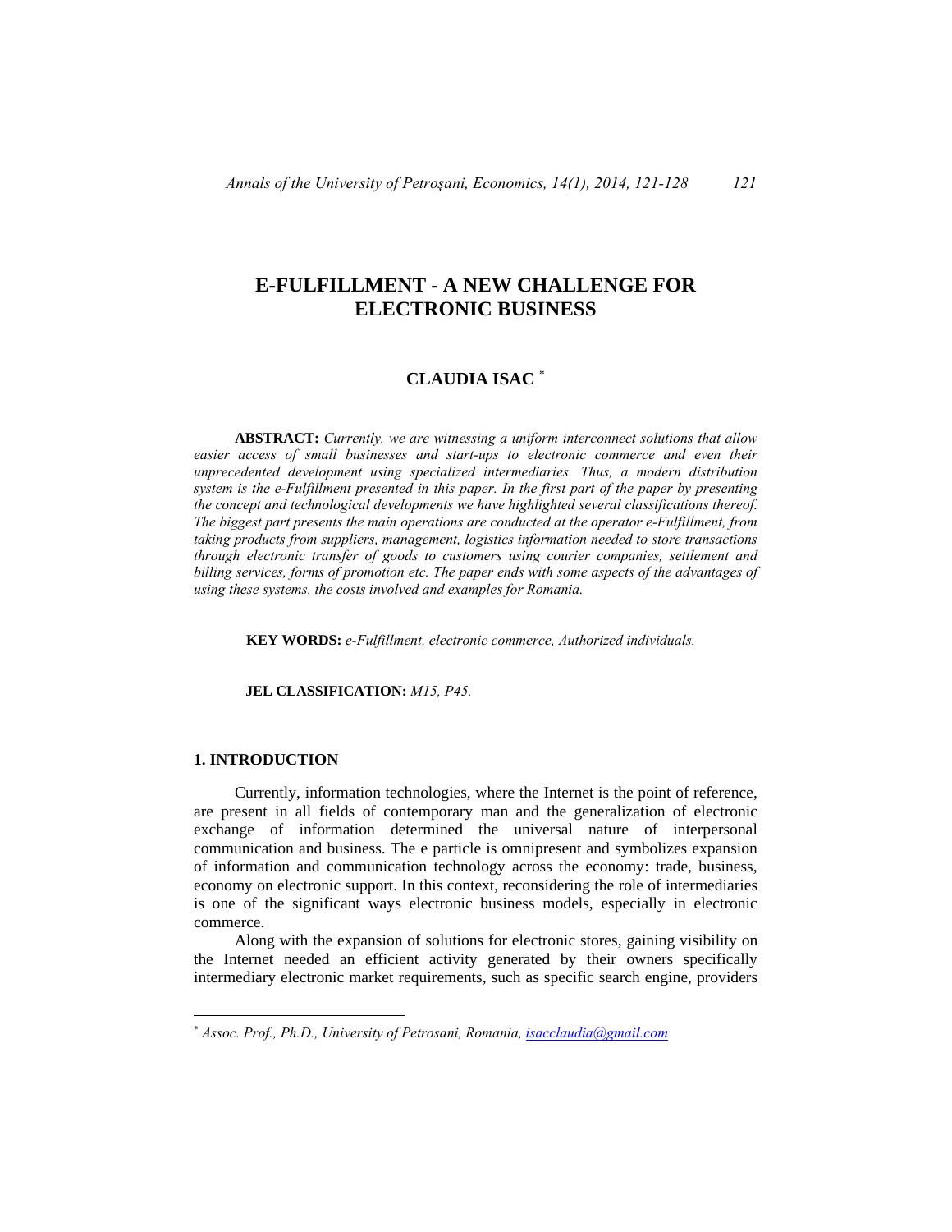# E-FULFILLMENT - A NEW CHALLENGE FOR ELECTRONIC BUSINESS

**CLAUDIA ISAC** [*]

**ABSTRACT:** *Currently, we are witnessing a uniform interconnect solutions that allow easier access of small businesses and start-ups to electronic commerce and even their unprecedented development using specialized intermediaries. Thus, a modern distribution system is the e-Fulfillment presented in this paper. In the first part of the paper by presenting the concept and technological developments we have highlighted several classifications thereof. The biggest part presents the main operations are conducted at the operator e-Fulfillment, from taking products from suppliers, management, logistics information needed to store transactions through electronic transfer of goods to customers using courier companies, settlement and billing services, forms of promotion etc. The paper ends with some aspects of the advantages of using these systems, the costs involved and examples for Romania.*

**KEY WORDS:** *e-Fulfillment, electronic commerce, Authorized individuals.*

**JEL CLASSIFICATION:** *M15, P45.*

## 1. INTRODUCTION

Currently, information technologies, where the Internet is the point of reference, are present in all fields of contemporary man and the generalization of electronic exchange of information determined the universal nature of interpersonal communication and business. The e particle is omnipresent and symbolizes expansion of information and communication technology across the economy: trade, business, economy on electronic support. In this context, reconsidering the role of intermediaries is one of the significant ways electronic business models, especially in electronic commerce.

Along with the expansion of solutions for electronic stores, gaining visibility on the Internet needed an efficient activity generated by their owners specifically intermediary electronic market requirements, such as specific search engine, providers

[*] *Assoc. Prof., Ph.D., University of Petrosani, Romania, isacclaudia@gmail.com*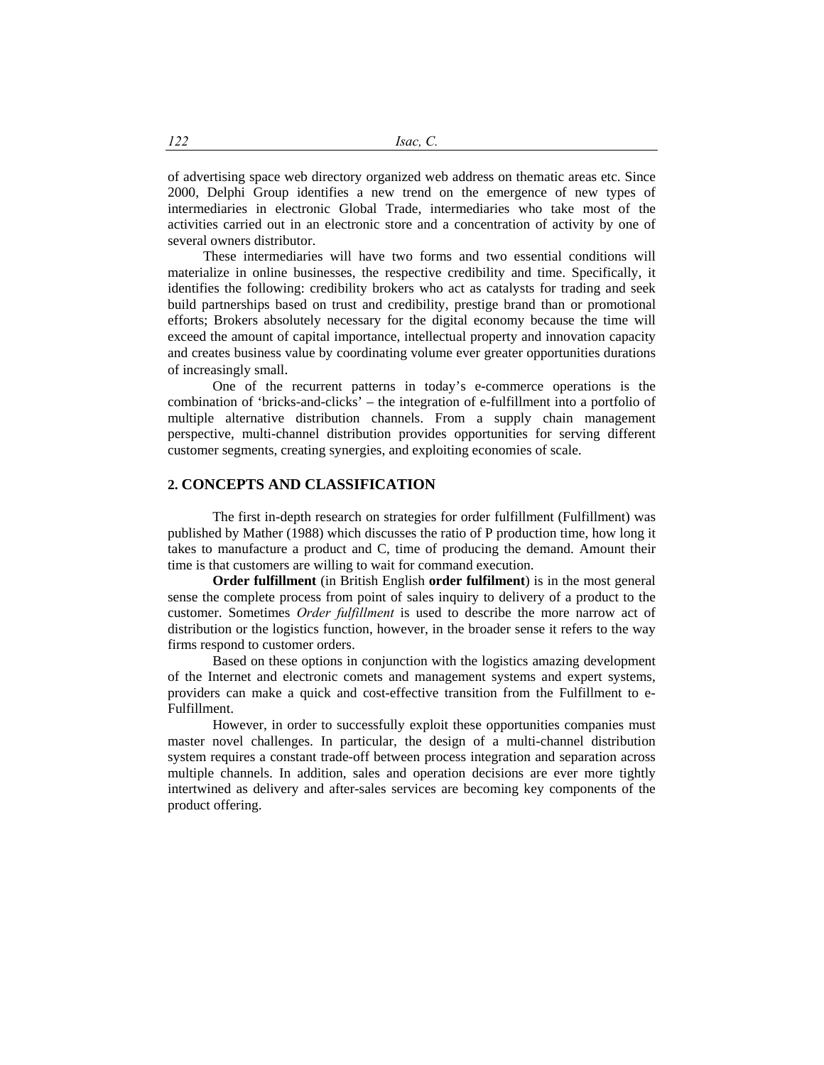of advertising space web directory organized web address on thematic areas etc. Since 2000, Delphi Group identifies a new trend on the emergence of new types of intermediaries in electronic Global Trade, intermediaries who take most of the activities carried out in an electronic store and a concentration of activity by one of several owners distributor.

These intermediaries will have two forms and two essential conditions will materialize in online businesses, the respective credibility and time. Specifically, it identifies the following: credibility brokers who act as catalysts for trading and seek build partnerships based on trust and credibility, prestige brand than or promotional efforts; Brokers absolutely necessary for the digital economy because the time will exceed the amount of capital importance, intellectual property and innovation capacity and creates business value by coordinating volume ever greater opportunities durations of increasingly small.

One of the recurrent patterns in today's e-commerce operations is the combination of 'bricks-and-clicks' – the integration of e-fulfillment into a portfolio of multiple alternative distribution channels. From a supply chain management perspective, multi-channel distribution provides opportunities for serving different customer segments, creating synergies, and exploiting economies of scale.

## 2. CONCEPTS AND CLASSIFICATION

The first in-depth research on strategies for order fulfillment (Fulfillment) was published by Mather (1988) which discusses the ratio of P production time, how long it takes to manufacture a product and C, time of producing the demand. Amount their time is that customers are willing to wait for command execution.

**Order fulfillment** (in British English **order fulfilment**) is in the most general sense the complete process from point of sales inquiry to delivery of a product to the customer. Sometimes *Order fulfillment* is used to describe the more narrow act of distribution or the logistics function, however, in the broader sense it refers to the way firms respond to customer orders.

Based on these options in conjunction with the logistics amazing development of the Internet and electronic comets and management systems and expert systems, providers can make a quick and cost-effective transition from the Fulfillment to e-Fulfillment.

However, in order to successfully exploit these opportunities companies must master novel challenges. In particular, the design of a multi-channel distribution system requires a constant trade-off between process integration and separation across multiple channels. In addition, sales and operation decisions are ever more tightly intertwined as delivery and after-sales services are becoming key components of the product offering.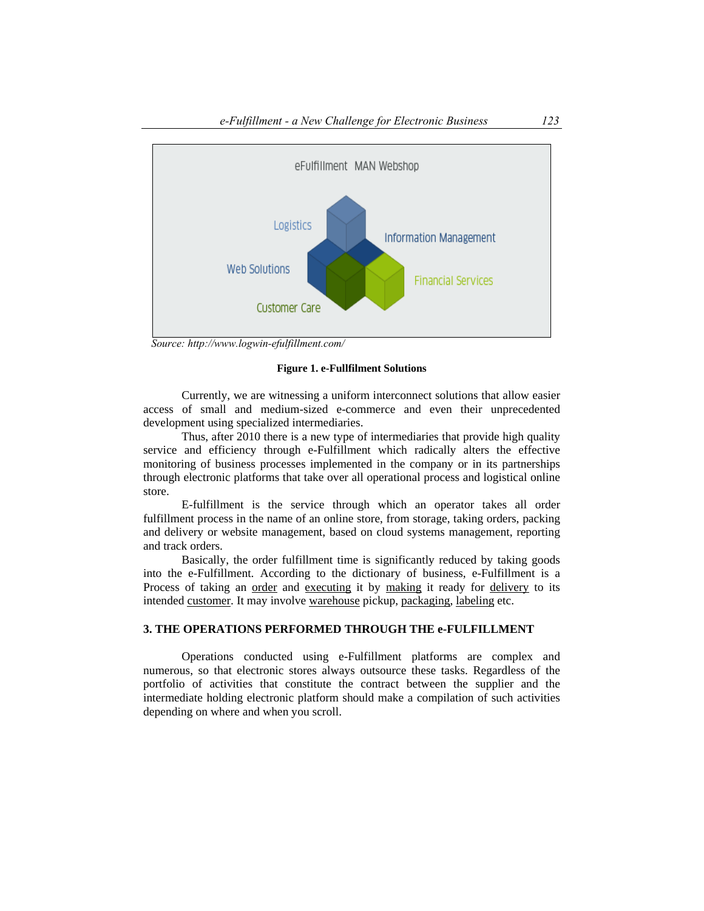Source: http://www.logwin-efulfillment.com/

**Figure 1. e-Fullfilment Solutions**

Currently, we are witnessing a uniform interconnect solutions that allow easier access of small and medium-sized e-commerce and even their unprecedented development using specialized intermediaries.

Thus, after 2010 there is a new type of intermediaries that provide high quality service and efficiency through e-Fulfillment which radically alters the effective monitoring of business processes implemented in the company or in its partnerships through electronic platforms that take over all operational process and logistical online store.

E-fulfillment is the service through which an operator takes all order fulfillment process in the name of an online store, from storage, taking orders, packing and delivery or website management, based on cloud systems management, reporting and track orders.

Basically, the order fulfillment time is significantly reduced by taking goods into the e-Fulfillment. According to the dictionary of business, e-Fulfillment is a Process of taking an order and executing it by making it ready for delivery to its intended customer. It may involve warehouse pickup, packaging, labeling etc.

## 3. THE OPERATIONS PERFORMED THROUGH THE e-FULFILLMENT

Operations conducted using e-Fulfillment platforms are complex and numerous, so that electronic stores always outsource these tasks. Regardless of the portfolio of activities that constitute the contract between the supplier and the intermediate holding electronic platform should make a compilation of such activities depending on where and when you scroll.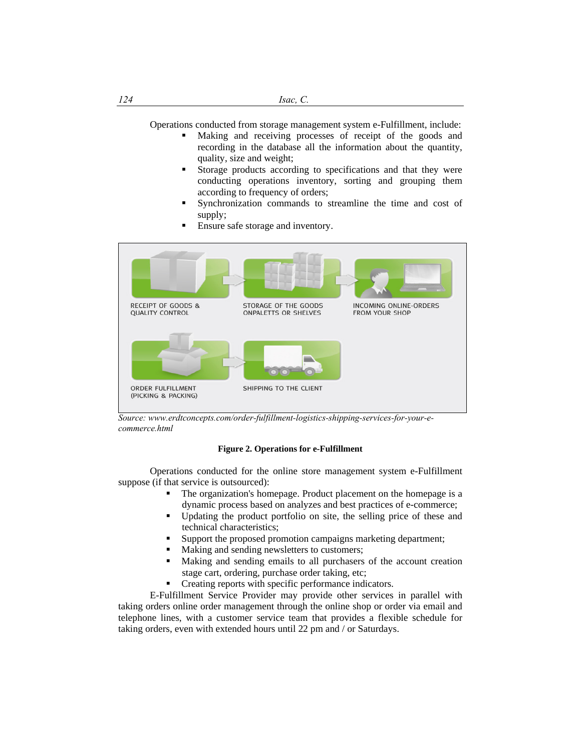Operations conducted from storage management system e-Fulfillment, include:

- Making and receiving processes of receipt of the goods and recording in the database all the information about the quantity, quality, size and weight;
- Storage products according to specifications and that they were conducting operations inventory, sorting and grouping them according to frequency of orders;
- Synchronization commands to streamline the time and cost of supply;
- Ensure safe storage and inventory.

RECEIPT OF GOODS & QUALITY CONTROL → STORAGE OF THE GOODS ONPALETTS OR SHELVES → INCOMING ONLINE-ORDERS FROM YOUR SHOP

ORDER FULFILLMENT (PICKING & PACKING) → SHIPPING TO THE CLIENT

*Source: www.erdtconcepts.com/order-fulfillment-logistics-shipping-services-for-your-e-commerce.html*

**Figure 2. Operations for e-Fulfillment**

Operations conducted for the online store management system e-Fulfillment suppose (if that service is outsourced):

- The organization's homepage. Product placement on the homepage is a dynamic process based on analyzes and best practices of e-commerce;
- Updating the product portfolio on site, the selling price of these and technical characteristics;
- Support the proposed promotion campaigns marketing department;
- Making and sending newsletters to customers;
- Making and sending emails to all purchasers of the account creation stage cart, ordering, purchase order taking, etc;
- Creating reports with specific performance indicators.

E-Fulfillment Service Provider may provide other services in parallel with taking orders online order management through the online shop or order via email and telephone lines, with a customer service team that provides a flexible schedule for taking orders, even with extended hours until 22 pm and / or Saturdays.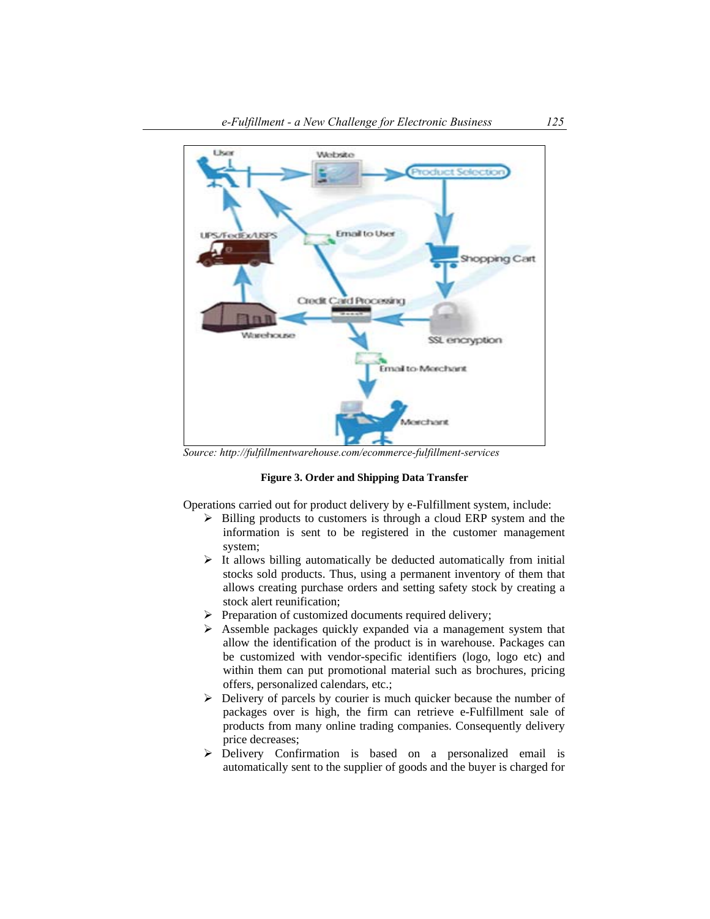Source: http://fulfillmentwarehouse.com/ecommerce-fulfillment-services

**Figure 3. Order and Shipping Data Transfer**

Operations carried out for product delivery by e-Fulfillment system, include:

- Billing products to customers is through a cloud ERP system and the information is sent to be registered in the customer management system;
- It allows billing automatically be deducted automatically from initial stocks sold products. Thus, using a permanent inventory of them that allows creating purchase orders and setting safety stock by creating a stock alert reunification;
- Preparation of customized documents required delivery;
- Assemble packages quickly expanded via a management system that allow the identification of the product is in warehouse. Packages can be customized with vendor-specific identifiers (logo, logo etc) and within them can put promotional material such as brochures, pricing offers, personalized calendars, etc.;
- Delivery of parcels by courier is much quicker because the number of packages over is high, the firm can retrieve e-Fulfillment sale of products from many online trading companies. Consequently delivery price decreases;
- Delivery Confirmation is based on a personalized email is automatically sent to the supplier of goods and the buyer is charged for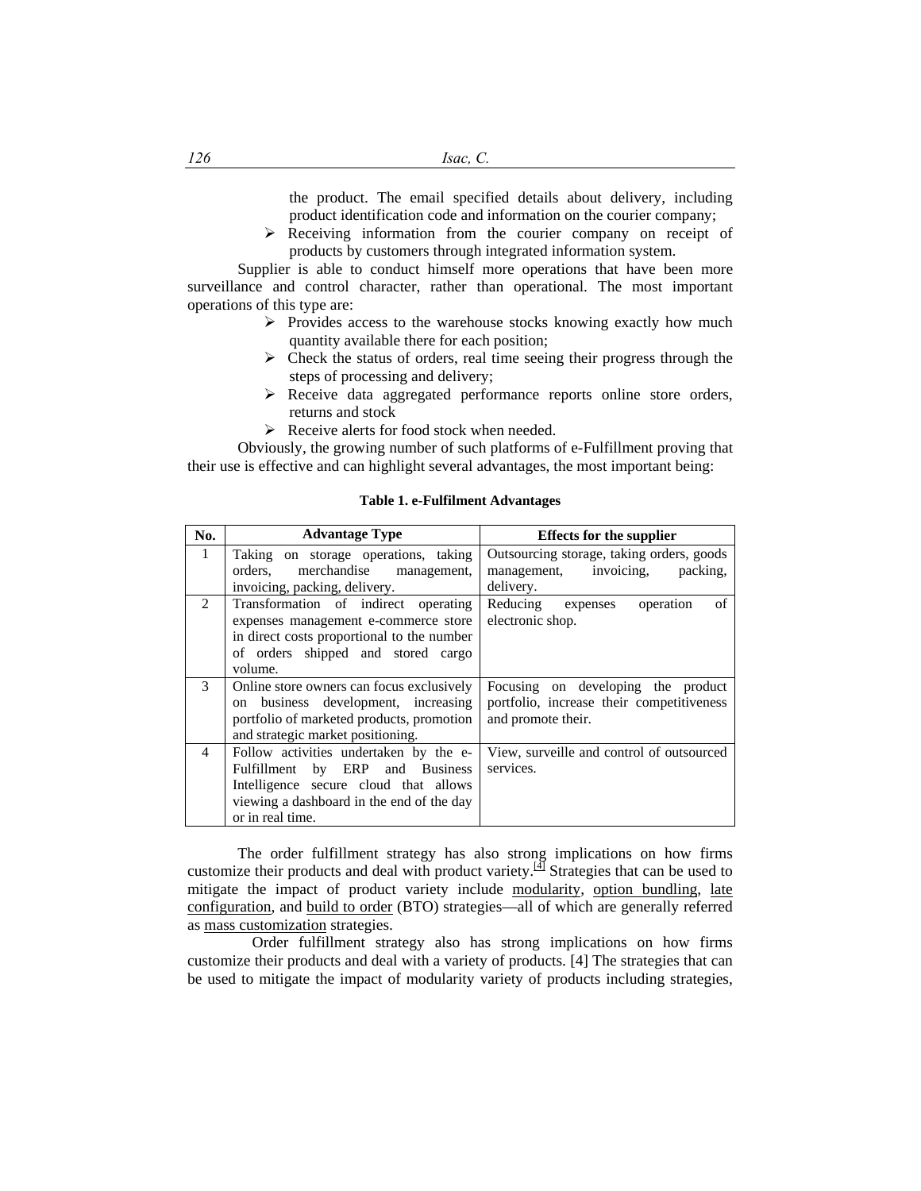the product. The email specified details about delivery, including product identification code and information on the courier company;

- Receiving information from the courier company on receipt of products by customers through integrated information system.

Supplier is able to conduct himself more operations that have been more surveillance and control character, rather than operational. The most important operations of this type are:

- Provides access to the warehouse stocks knowing exactly how much quantity available there for each position;
- Check the status of orders, real time seeing their progress through the steps of processing and delivery;
- Receive data aggregated performance reports online store orders, returns and stock
- Receive alerts for food stock when needed.

Obviously, the growing number of such platforms of e-Fulfillment proving that their use is effective and can highlight several advantages, the most important being:

**Table 1. e-Fulfilment Advantages**

| No. | Advantage Type | Effects for the supplier |
|---|---|---|
| 1 | Taking on storage operations, taking orders, merchandise management, invoicing, packing, delivery. | Outsourcing storage, taking orders, goods management, invoicing, packing, delivery. |
| 2 | Transformation of indirect operating expenses management e-commerce store in direct costs proportional to the number of orders shipped and stored cargo volume. | Reducing expenses operation of electronic shop. |
| 3 | Online store owners can focus exclusively on business development, increasing portfolio of marketed products, promotion and strategic market positioning. | Focusing on developing the product portfolio, increase their competitiveness and promote their. |
| 4 | Follow activities undertaken by the e-Fulfillment by ERP and Business Intelligence secure cloud that allows viewing a dashboard in the end of the day or in real time. | View, surveille and control of outsourced services. |

The order fulfillment strategy has also strong implications on how firms customize their products and deal with product variety.[4] Strategies that can be used to mitigate the impact of product variety include modularity, option bundling, late configuration, and build to order (BTO) strategies—all of which are generally referred as mass customization strategies.

Order fulfillment strategy also has strong implications on how firms customize their products and deal with a variety of products. [4] The strategies that can be used to mitigate the impact of modularity variety of products including strategies,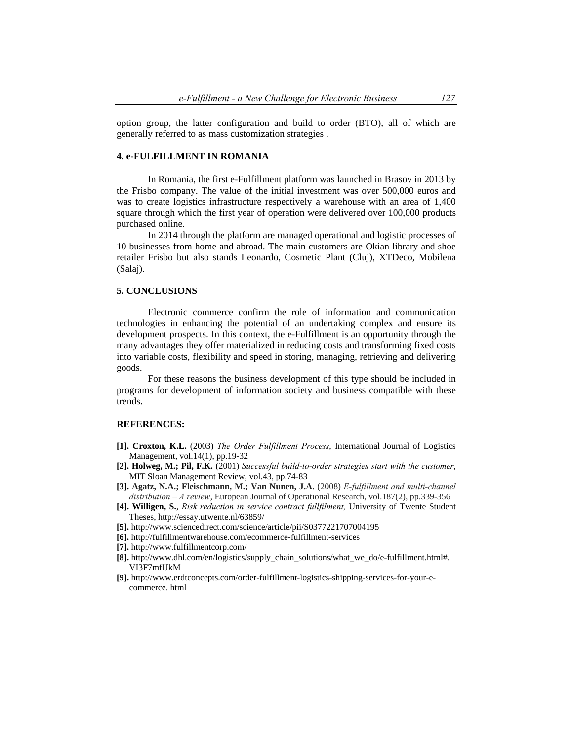option group, the latter configuration and build to order (BTO), all of which are generally referred to as mass customization strategies .

## 4. e-FULFILLMENT IN ROMANIA

In Romania, the first e-Fulfillment platform was launched in Brasov in 2013 by the Frisbo company. The value of the initial investment was over 500,000 euros and was to create logistics infrastructure respectively a warehouse with an area of 1,400 square through which the first year of operation were delivered over 100,000 products purchased online.

In 2014 through the platform are managed operational and logistic processes of 10 businesses from home and abroad. The main customers are Okian library and shoe retailer Frisbo but also stands Leonardo, Cosmetic Plant (Cluj), XTDeco, Mobilena (Salaj).

## 5. CONCLUSIONS

Electronic commerce confirm the role of information and communication technologies in enhancing the potential of an undertaking complex and ensure its development prospects. In this context, the e-Fulfillment is an opportunity through the many advantages they offer materialized in reducing costs and transforming fixed costs into variable costs, flexibility and speed in storing, managing, retrieving and delivering goods.

For these reasons the business development of this type should be included in programs for development of information society and business compatible with these trends.

## REFERENCES:

**[1]. Croxton, K.L.** (2003) *The Order Fulfillment Process*, International Journal of Logistics Management, vol.14(1), pp.19-32

**[2]. Holweg, M.; Pil, F.K.** (2001) *Successful build-to-order strategies start with the customer*, MIT Sloan Management Review, vol.43, pp.74-83

**[3]. Agatz, N.A.; Fleischmann, M.; Van Nunen, J.A.** (2008) *E-fulfillment and multi-channel distribution – A review*, European Journal of Operational Research, vol.187(2), pp.339-356

**[4]. Willigen, S.**, *Risk reduction in service contract fullfilment,* University of Twente Student Theses, http://essay.utwente.nl/63859/

**[5].** http://www.sciencedirect.com/science/article/pii/S0377221707004195

**[6].** http://fulfillmentwarehouse.com/ecommerce-fulfillment-services

**[7].** http://www.fulfillmentcorp.com/

**[8].** http://www.dhl.com/en/logistics/supply_chain_solutions/what_we_do/e-fulfillment.html#.VI3F7mfIJkM

**[9].** http://www.erdtconcepts.com/order-fulfillment-logistics-shipping-services-for-your-e-commerce. html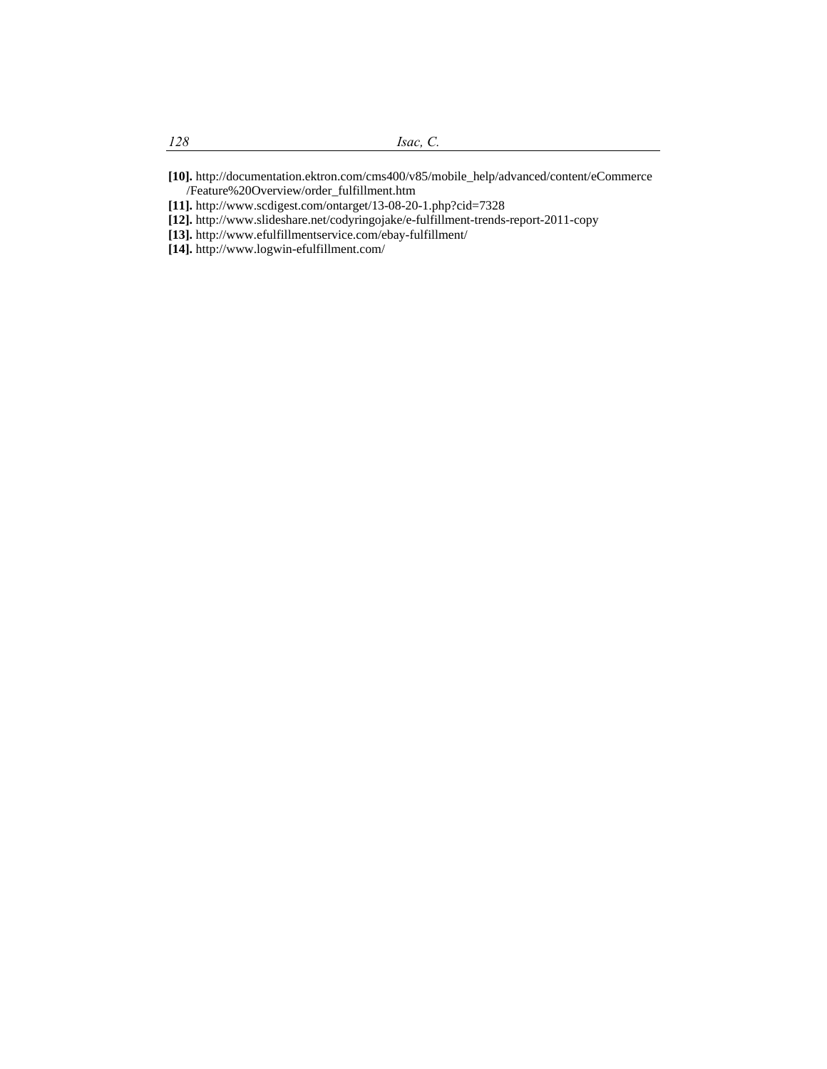**[10].** http://documentation.ektron.com/cms400/v85/mobile_help/advanced/content/eCommerce/Feature%20Overview/order_fulfillment.htm

**[11].** http://www.scdigest.com/ontarget/13-08-20-1.php?cid=7328

**[12].** http://www.slideshare.net/codyringojake/e-fulfillment-trends-report-2011-copy

**[13].** http://www.efulfillmentservice.com/ebay-fulfillment/

**[14].** http://www.logwin-efulfillment.com/